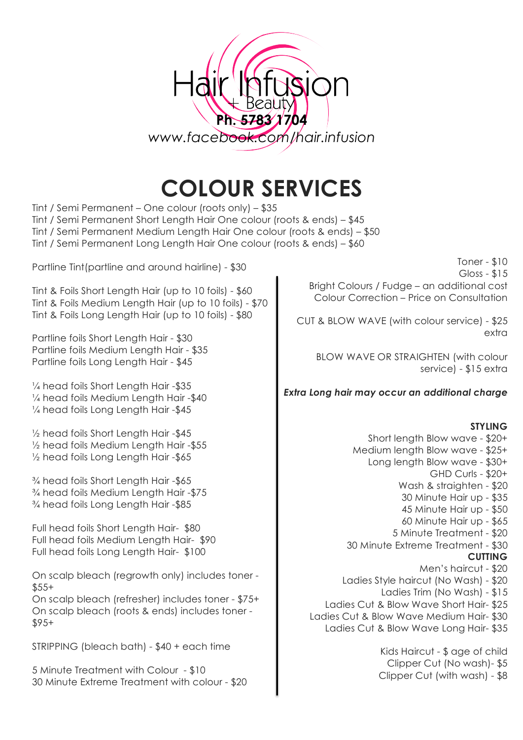Hair Infusion + Beauty

**Ph. 5783 1704**

*www.facebook.com/hair.infusion*

# COLOUR SERVICES

Tint / Semi Permanent – One colour (roots only) – $35
Tint / Semi Permanent Short Length Hair One colour (roots & ends) – $45
Tint / Semi Permanent Medium Length Hair One colour (roots & ends) – $50
Tint / Semi Permanent Long Length Hair One colour (roots & ends) – $60

Partline Tint(partline and around hairline) - $30

Tint & Foils Short Length Hair (up to 10 foils) - $60
Tint & Foils Medium Length Hair (up to 10 foils) - $70
Tint & Foils Long Length Hair (up to 10 foils) - $80

Partline foils Short Length Hair - $30
Partline foils Medium Length Hair - $35
Partline foils Long Length Hair - $45

¼ head foils Short Length Hair -$35
¼ head foils Medium Length Hair -$40
¼ head foils Long Length Hair -$45

½ head foils Short Length Hair -$45
½ head foils Medium Length Hair -$55
½ head foils Long Length Hair -$65

¾ head foils Short Length Hair -$65
¾ head foils Medium Length Hair -$75
¾ head foils Long Length Hair -$85

Full head foils Short Length Hair- $80
Full head foils Medium Length Hair- $90
Full head foils Long Length Hair- $100

On scalp bleach (regrowth only) includes toner - $55+
On scalp bleach (refresher) includes toner - $75+
On scalp bleach (roots & ends) includes toner - $95+

STRIPPING (bleach bath) - $40 + each time

5 Minute Treatment with Colour - $10
30 Minute Extreme Treatment with colour - $20

Toner - $10
Gloss - $15
Bright Colours / Fudge – an additional cost
Colour Correction – Price on Consultation

CUT & BLOW WAVE (with colour service) - $25 extra

BLOW WAVE OR STRAIGHTEN (with colour service) - $15 extra

*Extra Long hair may occur an additional charge*

**STYLING**

Short length Blow wave - $20+
Medium length Blow wave - $25+
Long length Blow wave - $30+
GHD Curls - $20+
Wash & straighten - $20
30 Minute Hair up - $35
45 Minute Hair up - $50
60 Minute Hair up - $65
5 Minute Treatment - $20
30 Minute Extreme Treatment - $30

**CUTTING**

Men's haircut - $20
Ladies Style haircut (No Wash) - $20
Ladies Trim (No Wash) - $15
Ladies Cut & Blow Wave Short Hair- $25
Ladies Cut & Blow Wave Medium Hair- $30
Ladies Cut & Blow Wave Long Hair- $35

Kids Haircut - $ age of child
Clipper Cut (No wash)- $5
Clipper Cut (with wash) - $8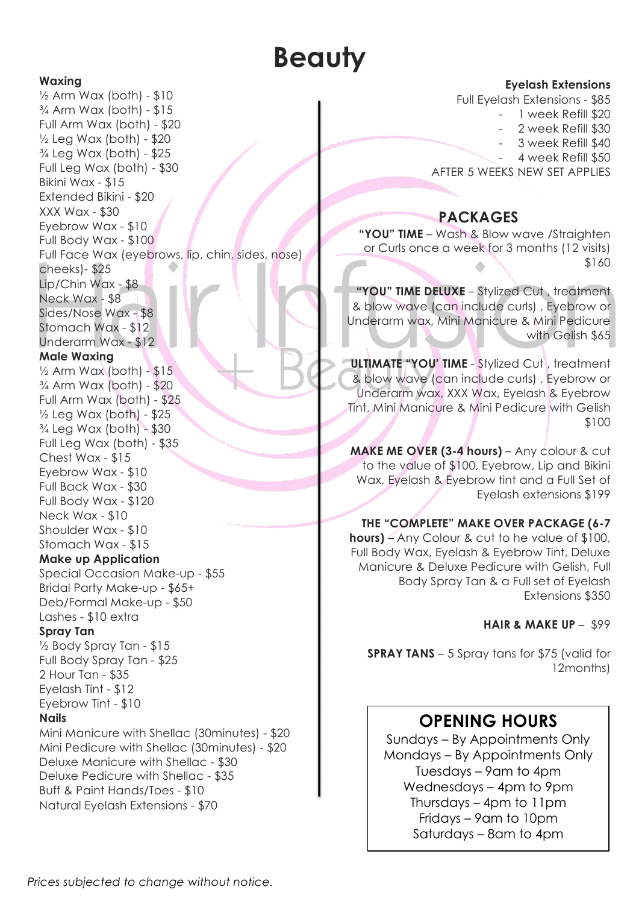# Beauty

### Waxing

½ Arm Wax (both) - $10
¾ Arm Wax (both) - $15
Full Arm Wax (both) - $20
½ Leg Wax (both) - $20
¾ Leg Wax (both) - $25
Full Leg Wax (both) - $30
Bikini Wax - $15
Extended Bikini - $20
XXX Wax - $30
Eyebrow Wax - $10
Full Body Wax - $100
Full Face Wax (eyebrows, lip, chin, sides, nose) cheeks)- $25
Lip/Chin Wax - $8
Neck Wax - $8
Sides/Nose Wax - $8
Stomach Wax - $12
Underarm Wax - $12

### Male Waxing

½ Arm Wax (both) - $15
¾ Arm Wax (both) - $20
Full Arm Wax (both) - $25
½ Leg Wax (both) - $25
¾ Leg Wax (both) - $30
Full Leg Wax (both) - $35
Chest Wax - $15
Eyebrow Wax - $10
Full Back Wax - $30
Full Body Wax - $120
Neck Wax - $10
Shoulder Wax - $10
Stomach Wax - $15

### Make up Application

Special Occasion Make-up - $55
Bridal Party Make-up - $65+
Deb/Formal Make-up - $50
Lashes - $10 extra

### Spray Tan

½ Body Spray Tan - $15
Full Body Spray Tan - $25
2 Hour Tan - $35
Eyelash Tint - $12
Eyebrow Tint - $10

### Nails

Mini Manicure with Shellac (30minutes) - $20
Mini Pedicure with Shellac (30minutes) - $20
Deluxe Manicure with Shellac - $30
Deluxe Pedicure with Shellac - $35
Buff & Paint Hands/Toes - $10
Natural Eyelash Extensions - $70

### Eyelash Extensions

Full Eyelash Extensions - $85

- 1 week Refill $20
- 2 week Refill $30
- 3 week Refill $40
- 4 week Refill $50

AFTER 5 WEEKS NEW SET APPLIES

## PACKAGES

**"YOU" TIME** – Wash & Blow wave /Straighten or Curls once a week for 3 months (12 visits) $160

**"YOU" TIME DELUXE** – Stylized Cut , treatment & blow wave (can include curls) , Eyebrow or Underarm wax, Mini Manicure & Mini Pedicure with Gelish $65

**ULTIMATE "YOU' TIME** - Stylized Cut , treatment & blow wave (can include curls) , Eyebrow or Underarm wax, XXX Wax, Eyelash & Eyebrow Tint, Mini Manicure & Mini Pedicure with Gelish $100

**MAKE ME OVER (3-4 hours)** – Any colour & cut to the value of $100, Eyebrow, Lip and Bikini Wax, Eyelash & Eyebrow tint and a Full Set of Eyelash extensions $199

**THE "COMPLETE" MAKE OVER PACKAGE (6-7 hours)** – Any Colour & cut to he value of $100, Full Body Wax, Eyelash & Eyebrow Tint, Deluxe Manicure & Deluxe Pedicure with Gelish, Full Body Spray Tan & a Full set of Eyelash Extensions $350

**HAIR & MAKE UP** – $99

**SPRAY TANS** – 5 Spray tans for $75 (valid for 12months)

## OPENING HOURS

Sundays – By Appointment Only
Mondays – By Appointment Only
Tuesdays – 9am to 4pm
Wednesdays – 4pm to 9pm
Thursdays – 4pm to 11pm
Fridays – 9am to 10pm
Saturdays – 8am to 4pm

*Prices subjected to change without notice.*